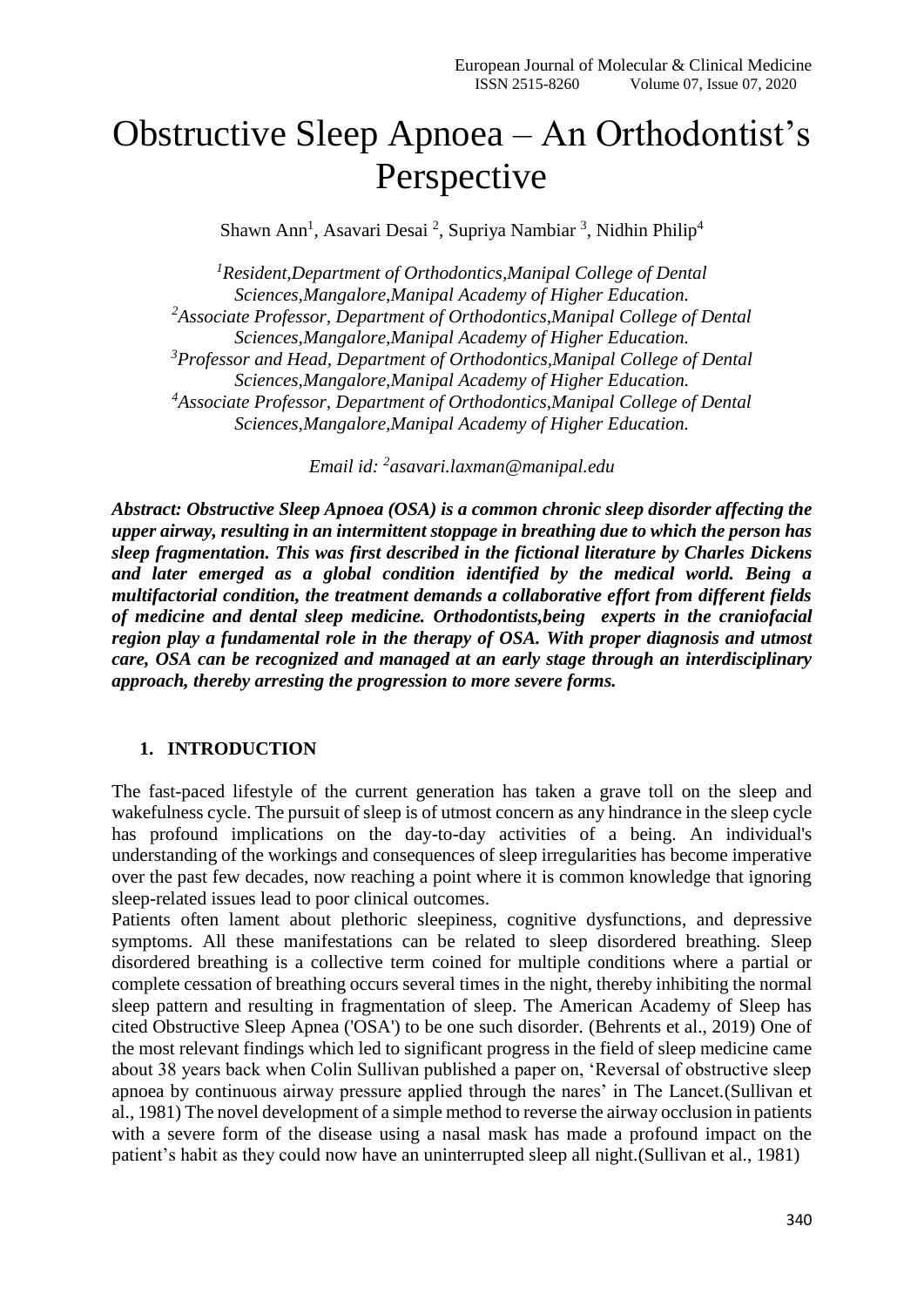# Obstructive Sleep Apnoea – An Orthodontist's Perspective

Shawn Ann[1], Asavari Desai [2], Supriya Nambiar [3], Nidhin Philip[4]

*[1]Resident,Department of Orthodontics,Manipal College of Dental Sciences,Mangalore,Manipal Academy of Higher Education.*
*[2]Associate Professor, Department of Orthodontics,Manipal College of Dental Sciences,Mangalore,Manipal Academy of Higher Education.*
*[3]Professor and Head, Department of Orthodontics,Manipal College of Dental Sciences,Mangalore,Manipal Academy of Higher Education.*
*[4]Associate Professor, Department of Orthodontics,Manipal College of Dental Sciences,Mangalore,Manipal Academy of Higher Education.*

*Email id: [2]asavari.laxman@manipal.edu*

***Abstract: Obstructive Sleep Apnoea (OSA) is a common chronic sleep disorder affecting the upper airway, resulting in an intermittent stoppage in breathing due to which the person has sleep fragmentation. This was first described in the fictional literature by Charles Dickens and later emerged as a global condition identified by the medical world. Being a multifactorial condition, the treatment demands a collaborative effort from different fields of medicine and dental sleep medicine. Orthodontists,being experts in the craniofacial region play a fundamental role in the therapy of OSA. With proper diagnosis and utmost care, OSA can be recognized and managed at an early stage through an interdisciplinary approach, thereby arresting the progression to more severe forms.***

## 1. INTRODUCTION

The fast-paced lifestyle of the current generation has taken a grave toll on the sleep and wakefulness cycle. The pursuit of sleep is of utmost concern as any hindrance in the sleep cycle has profound implications on the day-to-day activities of a being. An individual's understanding of the workings and consequences of sleep irregularities has become imperative over the past few decades, now reaching a point where it is common knowledge that ignoring sleep-related issues lead to poor clinical outcomes.

Patients often lament about plethoric sleepiness, cognitive dysfunctions, and depressive symptoms. All these manifestations can be related to sleep disordered breathing. Sleep disordered breathing is a collective term coined for multiple conditions where a partial or complete cessation of breathing occurs several times in the night, thereby inhibiting the normal sleep pattern and resulting in fragmentation of sleep. The American Academy of Sleep has cited Obstructive Sleep Apnea ('OSA') to be one such disorder. (Behrents et al., 2019) One of the most relevant findings which led to significant progress in the field of sleep medicine came about 38 years back when Colin Sullivan published a paper on, 'Reversal of obstructive sleep apnoea by continuous airway pressure applied through the nares' in The Lancet.(Sullivan et al., 1981) The novel development of a simple method to reverse the airway occlusion in patients with a severe form of the disease using a nasal mask has made a profound impact on the patient's habit as they could now have an uninterrupted sleep all night.(Sullivan et al., 1981)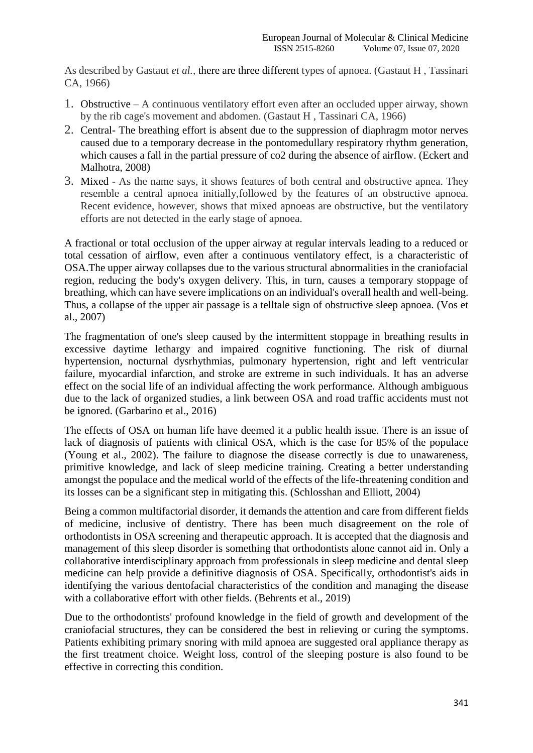As described by Gastaut *et al.*, there are three different types of apnoea. (Gastaut H , Tassinari CA, 1966)

1. Obstructive – A continuous ventilatory effort even after an occluded upper airway, shown by the rib cage's movement and abdomen. (Gastaut H , Tassinari CA, 1966)
2. Central- The breathing effort is absent due to the suppression of diaphragm motor nerves caused due to a temporary decrease in the pontomedullary respiratory rhythm generation, which causes a fall in the partial pressure of co2 during the absence of airflow. (Eckert and Malhotra, 2008)
3. Mixed - As the name says, it shows features of both central and obstructive apnea. They resemble a central apnoea initially,followed by the features of an obstructive apnoea. Recent evidence, however, shows that mixed apnoeas are obstructive, but the ventilatory efforts are not detected in the early stage of apnoea.

A fractional or total occlusion of the upper airway at regular intervals leading to a reduced or total cessation of airflow, even after a continuous ventilatory effect, is a characteristic of OSA.The upper airway collapses due to the various structural abnormalities in the craniofacial region, reducing the body's oxygen delivery. This, in turn, causes a temporary stoppage of breathing, which can have severe implications on an individual's overall health and well-being. Thus, a collapse of the upper air passage is a telltale sign of obstructive sleep apnoea. (Vos et al., 2007)

The fragmentation of one's sleep caused by the intermittent stoppage in breathing results in excessive daytime lethargy and impaired cognitive functioning. The risk of diurnal hypertension, nocturnal dysrhythmias, pulmonary hypertension, right and left ventricular failure, myocardial infarction, and stroke are extreme in such individuals. It has an adverse effect on the social life of an individual affecting the work performance. Although ambiguous due to the lack of organized studies, a link between OSA and road traffic accidents must not be ignored. (Garbarino et al., 2016)

The effects of OSA on human life have deemed it a public health issue. There is an issue of lack of diagnosis of patients with clinical OSA, which is the case for 85% of the populace (Young et al., 2002). The failure to diagnose the disease correctly is due to unawareness, primitive knowledge, and lack of sleep medicine training. Creating a better understanding amongst the populace and the medical world of the effects of the life-threatening condition and its losses can be a significant step in mitigating this. (Schlosshan and Elliott, 2004)

Being a common multifactorial disorder, it demands the attention and care from different fields of medicine, inclusive of dentistry. There has been much disagreement on the role of orthodontists in OSA screening and therapeutic approach. It is accepted that the diagnosis and management of this sleep disorder is something that orthodontists alone cannot aid in. Only a collaborative interdisciplinary approach from professionals in sleep medicine and dental sleep medicine can help provide a definitive diagnosis of OSA. Specifically, orthodontist's aids in identifying the various dentofacial characteristics of the condition and managing the disease with a collaborative effort with other fields. (Behrents et al., 2019)

Due to the orthodontists' profound knowledge in the field of growth and development of the craniofacial structures, they can be considered the best in relieving or curing the symptoms. Patients exhibiting primary snoring with mild apnoea are suggested oral appliance therapy as the first treatment choice. Weight loss, control of the sleeping posture is also found to be effective in correcting this condition.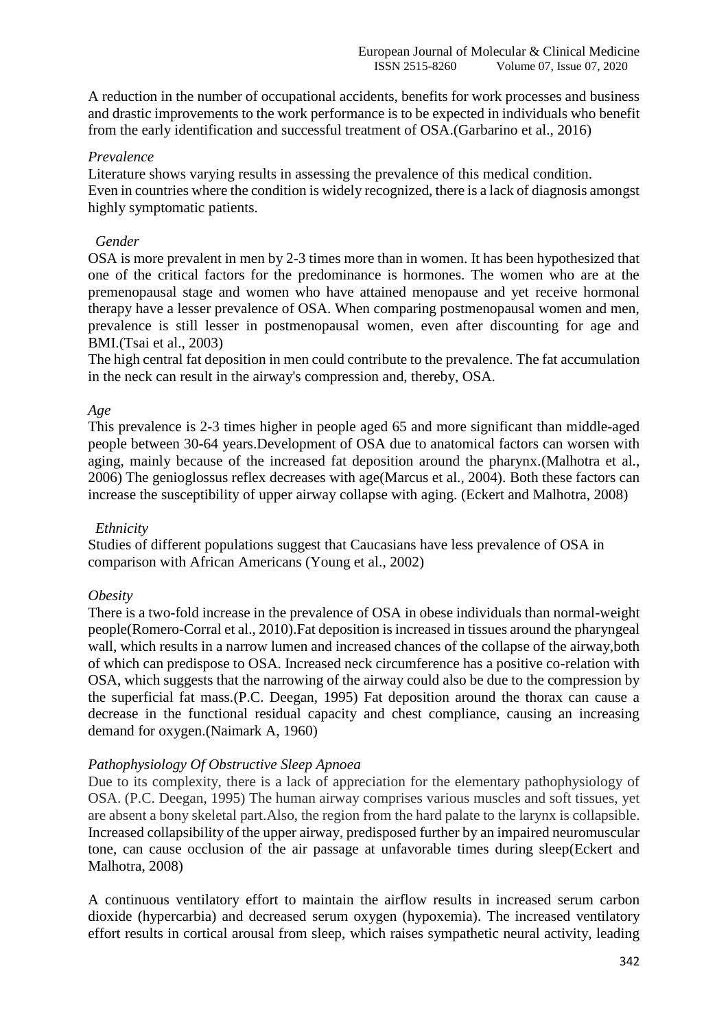A reduction in the number of occupational accidents, benefits for work processes and business and drastic improvements to the work performance is to be expected in individuals who benefit from the early identification and successful treatment of OSA.(Garbarino et al., 2016)

*Prevalence*

Literature shows varying results in assessing the prevalence of this medical condition.
Even in countries where the condition is widely recognized, there is a lack of diagnosis amongst highly symptomatic patients.

*Gender*

OSA is more prevalent in men by 2-3 times more than in women. It has been hypothesized that one of the critical factors for the predominance is hormones. The women who are at the premenopausal stage and women who have attained menopause and yet receive hormonal therapy have a lesser prevalence of OSA. When comparing postmenopausal women and men, prevalence is still lesser in postmenopausal women, even after discounting for age and BMI.(Tsai et al., 2003)

The high central fat deposition in men could contribute to the prevalence. The fat accumulation in the neck can result in the airway's compression and, thereby, OSA.

*Age*

This prevalence is 2-3 times higher in people aged 65 and more significant than middle-aged people between 30-64 years.Development of OSA due to anatomical factors can worsen with aging, mainly because of the increased fat deposition around the pharynx.(Malhotra et al., 2006) The genioglossus reflex decreases with age(Marcus et al., 2004). Both these factors can increase the susceptibility of upper airway collapse with aging. (Eckert and Malhotra, 2008)

*Ethnicity*

Studies of different populations suggest that Caucasians have less prevalence of OSA in comparison with African Americans (Young et al., 2002)

*Obesity*

There is a two-fold increase in the prevalence of OSA in obese individuals than normal-weight people(Romero-Corral et al., 2010).Fat deposition is increased in tissues around the pharyngeal wall, which results in a narrow lumen and increased chances of the collapse of the airway,both of which can predispose to OSA. Increased neck circumference has a positive co-relation with OSA, which suggests that the narrowing of the airway could also be due to the compression by the superficial fat mass.(P.C. Deegan, 1995) Fat deposition around the thorax can cause a decrease in the functional residual capacity and chest compliance, causing an increasing demand for oxygen.(Naimark A, 1960)

*Pathophysiology Of Obstructive Sleep Apnoea*

Due to its complexity, there is a lack of appreciation for the elementary pathophysiology of OSA. (P.C. Deegan, 1995) The human airway comprises various muscles and soft tissues, yet are absent a bony skeletal part.Also, the region from the hard palate to the larynx is collapsible. Increased collapsibility of the upper airway, predisposed further by an impaired neuromuscular tone, can cause occlusion of the air passage at unfavorable times during sleep(Eckert and Malhotra, 2008)

A continuous ventilatory effort to maintain the airflow results in increased serum carbon dioxide (hypercarbia) and decreased serum oxygen (hypoxemia). The increased ventilatory effort results in cortical arousal from sleep, which raises sympathetic neural activity, leading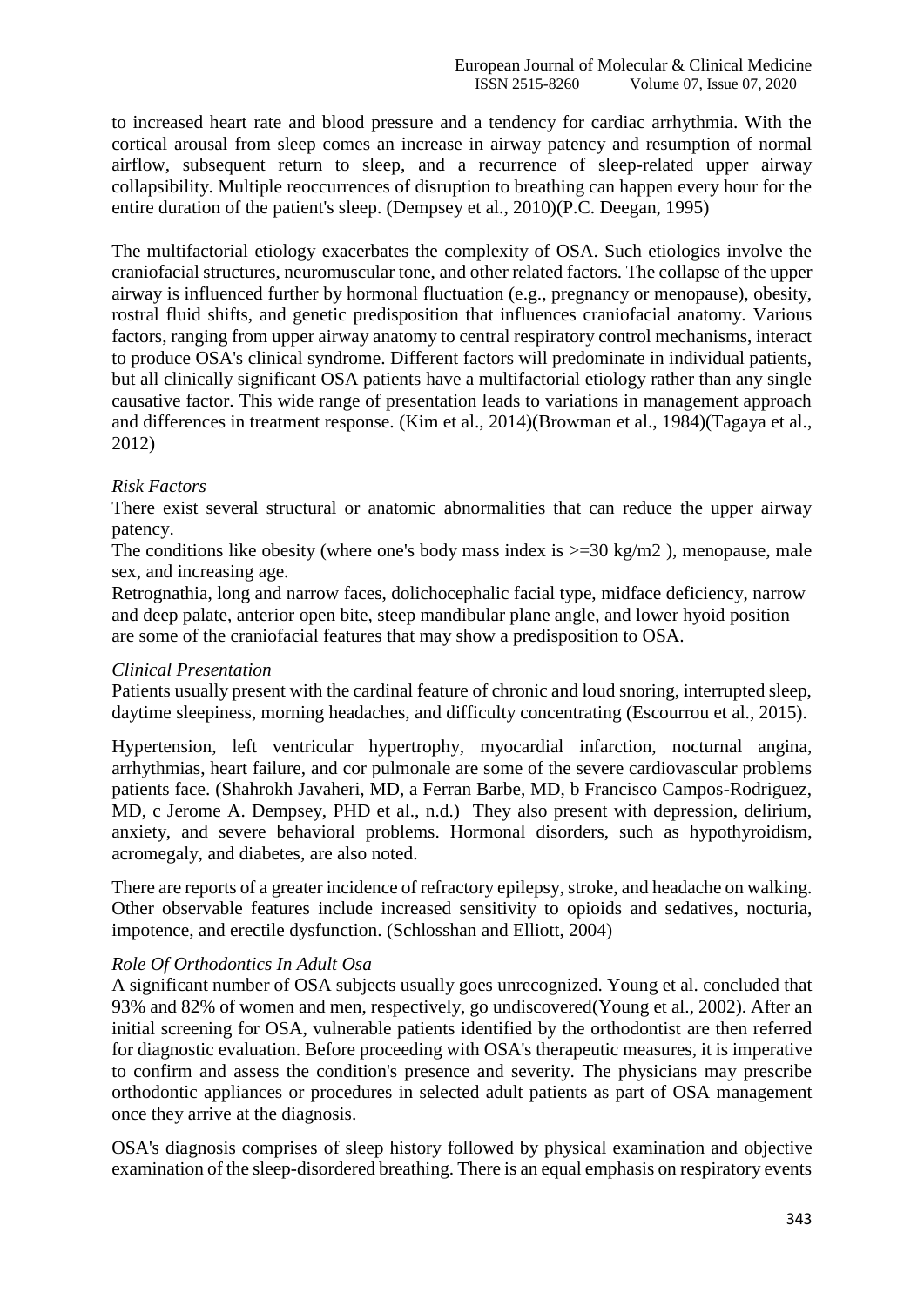to increased heart rate and blood pressure and a tendency for cardiac arrhythmia. With the cortical arousal from sleep comes an increase in airway patency and resumption of normal airflow, subsequent return to sleep, and a recurrence of sleep-related upper airway collapsibility. Multiple reoccurrences of disruption to breathing can happen every hour for the entire duration of the patient's sleep. (Dempsey et al., 2010)(P.C. Deegan, 1995)

The multifactorial etiology exacerbates the complexity of OSA. Such etiologies involve the craniofacial structures, neuromuscular tone, and other related factors. The collapse of the upper airway is influenced further by hormonal fluctuation (e.g., pregnancy or menopause), obesity, rostral fluid shifts, and genetic predisposition that influences craniofacial anatomy. Various factors, ranging from upper airway anatomy to central respiratory control mechanisms, interact to produce OSA's clinical syndrome. Different factors will predominate in individual patients, but all clinically significant OSA patients have a multifactorial etiology rather than any single causative factor. This wide range of presentation leads to variations in management approach and differences in treatment response. (Kim et al., 2014)(Browman et al., 1984)(Tagaya et al., 2012)

*Risk Factors*

There exist several structural or anatomic abnormalities that can reduce the upper airway patency.

The conditions like obesity (where one's body mass index is >=30 kg/m2 ), menopause, male sex, and increasing age.

Retrognathia, long and narrow faces, dolichocephalic facial type, midface deficiency, narrow and deep palate, anterior open bite, steep mandibular plane angle, and lower hyoid position are some of the craniofacial features that may show a predisposition to OSA.

*Clinical Presentation*

Patients usually present with the cardinal feature of chronic and loud snoring, interrupted sleep, daytime sleepiness, morning headaches, and difficulty concentrating (Escourrou et al., 2015).

Hypertension, left ventricular hypertrophy, myocardial infarction, nocturnal angina, arrhythmias, heart failure, and cor pulmonale are some of the severe cardiovascular problems patients face. (Shahrokh Javaheri, MD, a Ferran Barbe, MD, b Francisco Campos-Rodriguez, MD, c Jerome A. Dempsey, PHD et al., n.d.) They also present with depression, delirium, anxiety, and severe behavioral problems. Hormonal disorders, such as hypothyroidism, acromegaly, and diabetes, are also noted.

There are reports of a greater incidence of refractory epilepsy, stroke, and headache on walking. Other observable features include increased sensitivity to opioids and sedatives, nocturia, impotence, and erectile dysfunction. (Schlosshan and Elliott, 2004)

*Role Of Orthodontics In Adult Osa*

A significant number of OSA subjects usually goes unrecognized. Young et al. concluded that 93% and 82% of women and men, respectively, go undiscovered(Young et al., 2002). After an initial screening for OSA, vulnerable patients identified by the orthodontist are then referred for diagnostic evaluation. Before proceeding with OSA's therapeutic measures, it is imperative to confirm and assess the condition's presence and severity. The physicians may prescribe orthodontic appliances or procedures in selected adult patients as part of OSA management once they arrive at the diagnosis.

OSA's diagnosis comprises of sleep history followed by physical examination and objective examination of the sleep-disordered breathing. There is an equal emphasis on respiratory events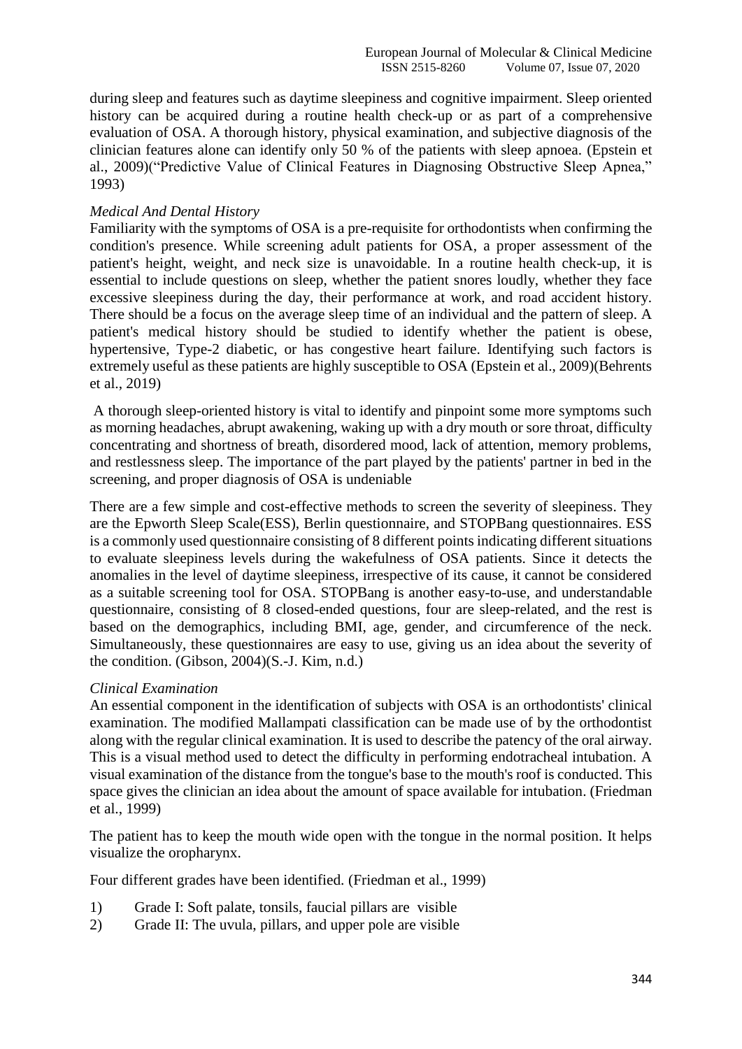during sleep and features such as daytime sleepiness and cognitive impairment. Sleep oriented history can be acquired during a routine health check-up or as part of a comprehensive evaluation of OSA. A thorough history, physical examination, and subjective diagnosis of the clinician features alone can identify only 50 % of the patients with sleep apnoea. (Epstein et al., 2009)("Predictive Value of Clinical Features in Diagnosing Obstructive Sleep Apnea," 1993)

*Medical And Dental History*

Familiarity with the symptoms of OSA is a pre-requisite for orthodontists when confirming the condition's presence. While screening adult patients for OSA, a proper assessment of the patient's height, weight, and neck size is unavoidable. In a routine health check-up, it is essential to include questions on sleep, whether the patient snores loudly, whether they face excessive sleepiness during the day, their performance at work, and road accident history. There should be a focus on the average sleep time of an individual and the pattern of sleep. A patient's medical history should be studied to identify whether the patient is obese, hypertensive, Type-2 diabetic, or has congestive heart failure. Identifying such factors is extremely useful as these patients are highly susceptible to OSA (Epstein et al., 2009)(Behrents et al., 2019)

A thorough sleep-oriented history is vital to identify and pinpoint some more symptoms such as morning headaches, abrupt awakening, waking up with a dry mouth or sore throat, difficulty concentrating and shortness of breath, disordered mood, lack of attention, memory problems, and restlessness sleep. The importance of the part played by the patients' partner in bed in the screening, and proper diagnosis of OSA is undeniable

There are a few simple and cost-effective methods to screen the severity of sleepiness. They are the Epworth Sleep Scale(ESS), Berlin questionnaire, and STOPBang questionnaires. ESS is a commonly used questionnaire consisting of 8 different points indicating different situations to evaluate sleepiness levels during the wakefulness of OSA patients. Since it detects the anomalies in the level of daytime sleepiness, irrespective of its cause, it cannot be considered as a suitable screening tool for OSA. STOPBang is another easy-to-use, and understandable questionnaire, consisting of 8 closed-ended questions, four are sleep-related, and the rest is based on the demographics, including BMI, age, gender, and circumference of the neck. Simultaneously, these questionnaires are easy to use, giving us an idea about the severity of the condition. (Gibson, 2004)(S.-J. Kim, n.d.)

*Clinical Examination*

An essential component in the identification of subjects with OSA is an orthodontists' clinical examination. The modified Mallampati classification can be made use of by the orthodontist along with the regular clinical examination. It is used to describe the patency of the oral airway. This is a visual method used to detect the difficulty in performing endotracheal intubation. A visual examination of the distance from the tongue's base to the mouth's roof is conducted. This space gives the clinician an idea about the amount of space available for intubation. (Friedman et al., 1999)

The patient has to keep the mouth wide open with the tongue in the normal position. It helps visualize the oropharynx.

Four different grades have been identified. (Friedman et al., 1999)

1) Grade I: Soft palate, tonsils, faucial pillars are visible
2) Grade II: The uvula, pillars, and upper pole are visible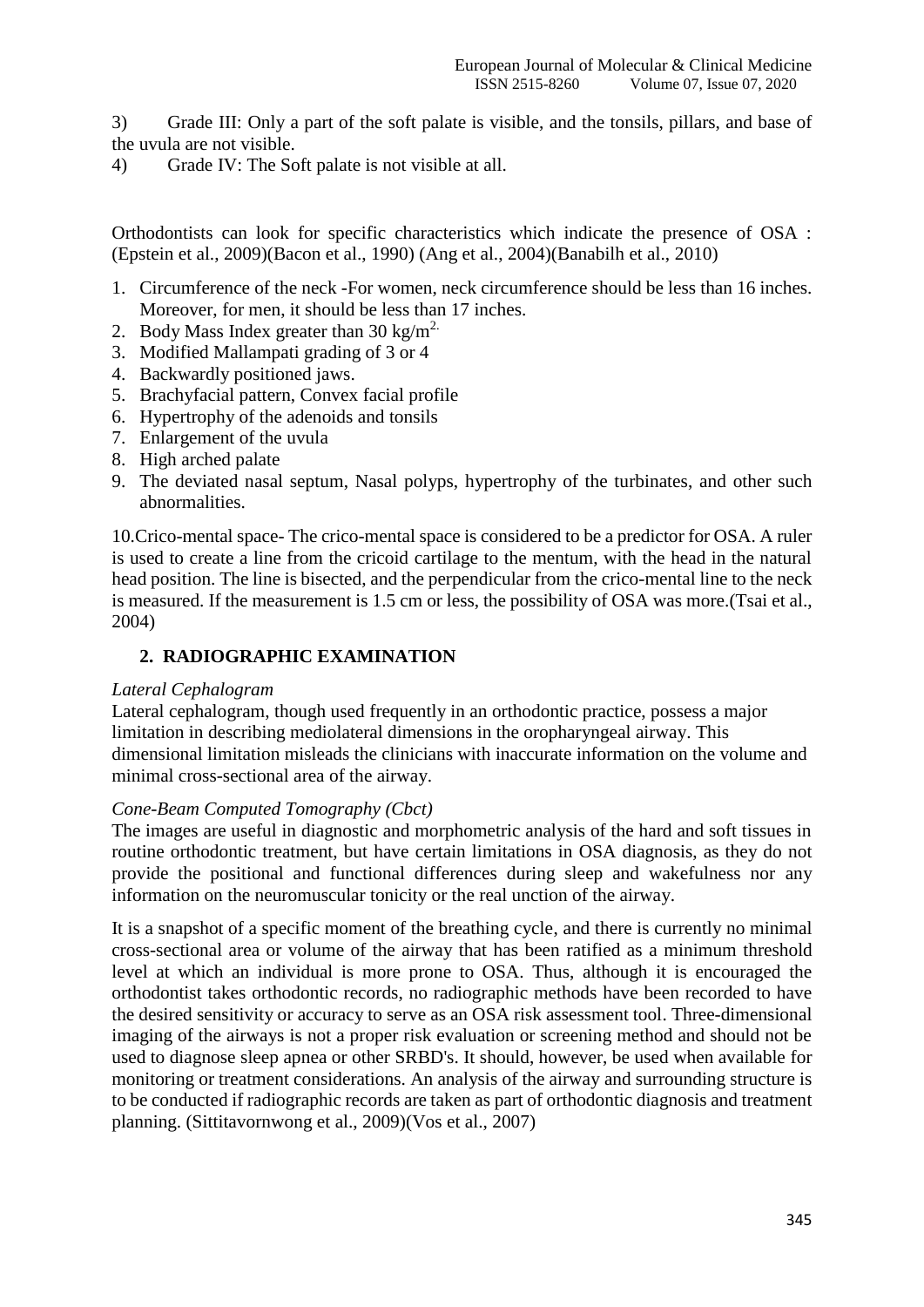3) Grade III: Only a part of the soft palate is visible, and the tonsils, pillars, and base of the uvula are not visible.

4) Grade IV: The Soft palate is not visible at all.

Orthodontists can look for specific characteristics which indicate the presence of OSA : (Epstein et al., 2009)(Bacon et al., 1990) (Ang et al., 2004)(Banabilh et al., 2010)

1. Circumference of the neck -For women, neck circumference should be less than 16 inches. Moreover, for men, it should be less than 17 inches.
2. Body Mass Index greater than 30 $kg/m^{2.}$
3. Modified Mallampati grading of 3 or 4
4. Backwardly positioned jaws.
5. Brachyfacial pattern, Convex facial profile
6. Hypertrophy of the adenoids and tonsils
7. Enlargement of the uvula
8. High arched palate
9. The deviated nasal septum, Nasal polyps, hypertrophy of the turbinates, and other such abnormalities.

10.Crico-mental space- The crico-mental space is considered to be a predictor for OSA. A ruler is used to create a line from the cricoid cartilage to the mentum, with the head in the natural head position. The line is bisected, and the perpendicular from the crico-mental line to the neck is measured. If the measurement is 1.5 cm or less, the possibility of OSA was more.(Tsai et al., 2004)

## 2. RADIOGRAPHIC EXAMINATION

*Lateral Cephalogram*

Lateral cephalogram, though used frequently in an orthodontic practice, possess a major limitation in describing mediolateral dimensions in the oropharyngeal airway. This dimensional limitation misleads the clinicians with inaccurate information on the volume and minimal cross-sectional area of the airway.

*Cone-Beam Computed Tomography (Cbct)*

The images are useful in diagnostic and morphometric analysis of the hard and soft tissues in routine orthodontic treatment, but have certain limitations in OSA diagnosis, as they do not provide the positional and functional differences during sleep and wakefulness nor any information on the neuromuscular tonicity or the real unction of the airway.

It is a snapshot of a specific moment of the breathing cycle, and there is currently no minimal cross-sectional area or volume of the airway that has been ratified as a minimum threshold level at which an individual is more prone to OSA. Thus, although it is encouraged the orthodontist takes orthodontic records, no radiographic methods have been recorded to have the desired sensitivity or accuracy to serve as an OSA risk assessment tool. Three-dimensional imaging of the airways is not a proper risk evaluation or screening method and should not be used to diagnose sleep apnea or other SRBD's. It should, however, be used when available for monitoring or treatment considerations. An analysis of the airway and surrounding structure is to be conducted if radiographic records are taken as part of orthodontic diagnosis and treatment planning. (Sittitavornwong et al., 2009)(Vos et al., 2007)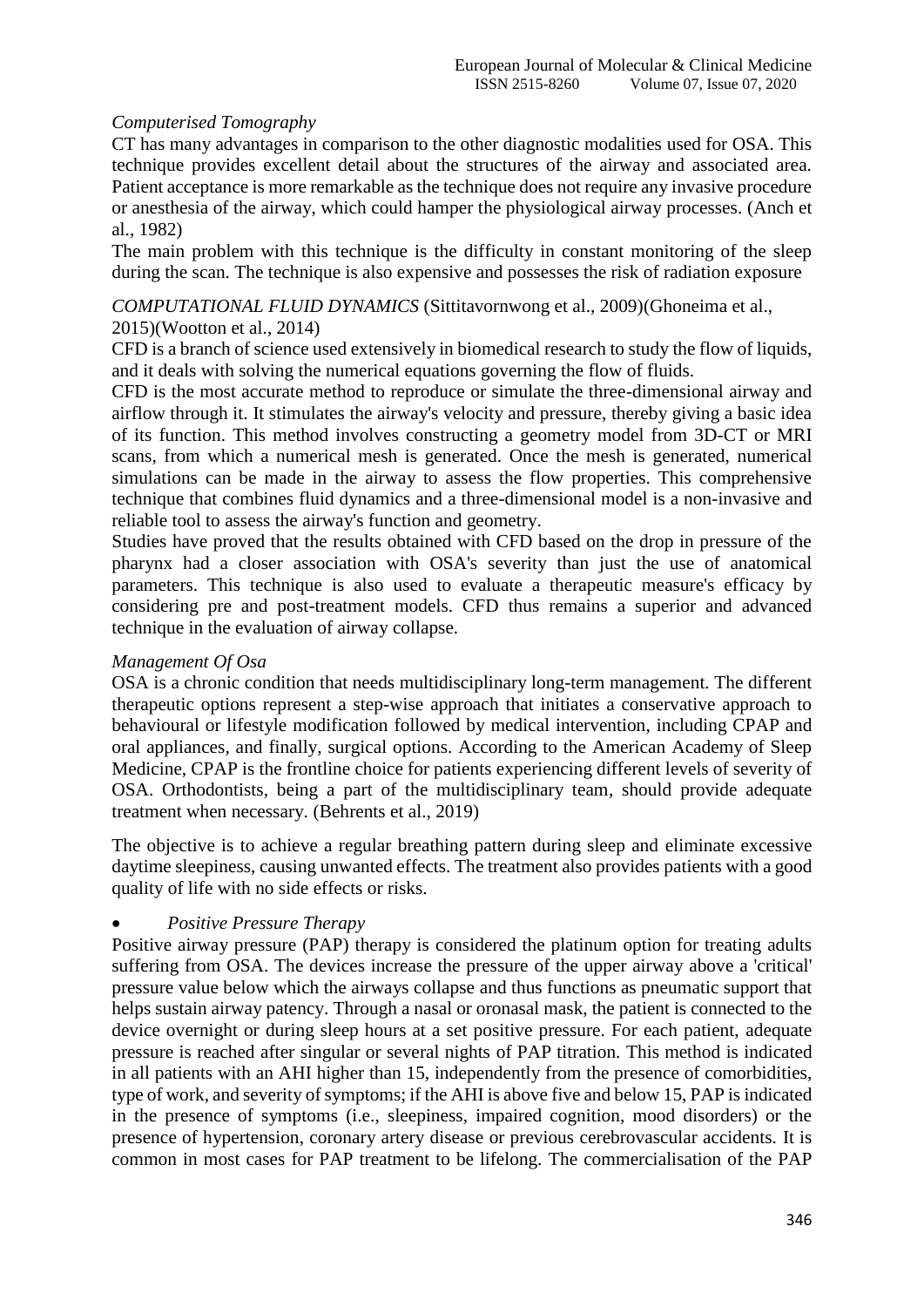*Computerised Tomography*

CT has many advantages in comparison to the other diagnostic modalities used for OSA. This technique provides excellent detail about the structures of the airway and associated area. Patient acceptance is more remarkable as the technique does not require any invasive procedure or anesthesia of the airway, which could hamper the physiological airway processes. (Anch et al., 1982)

The main problem with this technique is the difficulty in constant monitoring of the sleep during the scan. The technique is also expensive and possesses the risk of radiation exposure

*COMPUTATIONAL FLUID DYNAMICS* (Sittitavornwong et al., 2009)(Ghoneima et al., 2015)(Wootton et al., 2014)

CFD is a branch of science used extensively in biomedical research to study the flow of liquids, and it deals with solving the numerical equations governing the flow of fluids.

CFD is the most accurate method to reproduce or simulate the three-dimensional airway and airflow through it. It stimulates the airway's velocity and pressure, thereby giving a basic idea of its function. This method involves constructing a geometry model from 3D-CT or MRI scans, from which a numerical mesh is generated. Once the mesh is generated, numerical simulations can be made in the airway to assess the flow properties. This comprehensive technique that combines fluid dynamics and a three-dimensional model is a non-invasive and reliable tool to assess the airway's function and geometry.

Studies have proved that the results obtained with CFD based on the drop in pressure of the pharynx had a closer association with OSA's severity than just the use of anatomical parameters. This technique is also used to evaluate a therapeutic measure's efficacy by considering pre and post-treatment models. CFD thus remains a superior and advanced technique in the evaluation of airway collapse.

*Management Of Osa*

OSA is a chronic condition that needs multidisciplinary long-term management. The different therapeutic options represent a step-wise approach that initiates a conservative approach to behavioural or lifestyle modification followed by medical intervention, including CPAP and oral appliances, and finally, surgical options. According to the American Academy of Sleep Medicine, CPAP is the frontline choice for patients experiencing different levels of severity of OSA. Orthodontists, being a part of the multidisciplinary team, should provide adequate treatment when necessary. (Behrents et al., 2019)

The objective is to achieve a regular breathing pattern during sleep and eliminate excessive daytime sleepiness, causing unwanted effects. The treatment also provides patients with a good quality of life with no side effects or risks.

- *Positive Pressure Therapy*

Positive airway pressure (PAP) therapy is considered the platinum option for treating adults suffering from OSA. The devices increase the pressure of the upper airway above a 'critical' pressure value below which the airways collapse and thus functions as pneumatic support that helps sustain airway patency. Through a nasal or oronasal mask, the patient is connected to the device overnight or during sleep hours at a set positive pressure. For each patient, adequate pressure is reached after singular or several nights of PAP titration. This method is indicated in all patients with an AHI higher than 15, independently from the presence of comorbidities, type of work, and severity of symptoms; if the AHI is above five and below 15, PAP is indicated in the presence of symptoms (i.e., sleepiness, impaired cognition, mood disorders) or the presence of hypertension, coronary artery disease or previous cerebrovascular accidents. It is common in most cases for PAP treatment to be lifelong. The commercialisation of the PAP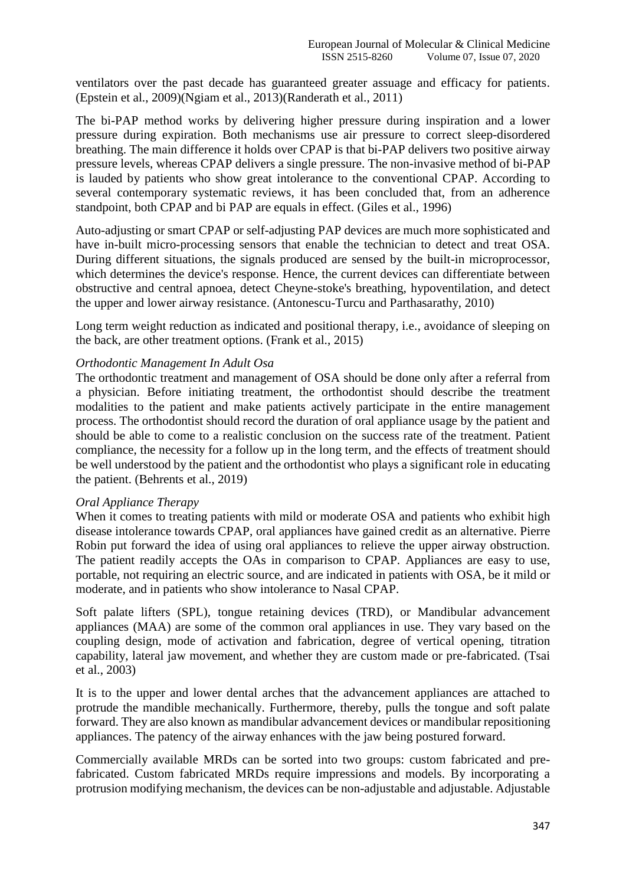ventilators over the past decade has guaranteed greater assuage and efficacy for patients. (Epstein et al., 2009)(Ngiam et al., 2013)(Randerath et al., 2011)

The bi-PAP method works by delivering higher pressure during inspiration and a lower pressure during expiration. Both mechanisms use air pressure to correct sleep-disordered breathing. The main difference it holds over CPAP is that bi-PAP delivers two positive airway pressure levels, whereas CPAP delivers a single pressure. The non-invasive method of bi-PAP is lauded by patients who show great intolerance to the conventional CPAP. According to several contemporary systematic reviews, it has been concluded that, from an adherence standpoint, both CPAP and bi PAP are equals in effect. (Giles et al., 1996)

Auto-adjusting or smart CPAP or self-adjusting PAP devices are much more sophisticated and have in-built micro-processing sensors that enable the technician to detect and treat OSA. During different situations, the signals produced are sensed by the built-in microprocessor, which determines the device's response. Hence, the current devices can differentiate between obstructive and central apnoea, detect Cheyne-stoke's breathing, hypoventilation, and detect the upper and lower airway resistance. (Antonescu-Turcu and Parthasarathy, 2010)

Long term weight reduction as indicated and positional therapy, i.e., avoidance of sleeping on the back, are other treatment options. (Frank et al., 2015)

*Orthodontic Management In Adult Osa*

The orthodontic treatment and management of OSA should be done only after a referral from a physician. Before initiating treatment, the orthodontist should describe the treatment modalities to the patient and make patients actively participate in the entire management process. The orthodontist should record the duration of oral appliance usage by the patient and should be able to come to a realistic conclusion on the success rate of the treatment. Patient compliance, the necessity for a follow up in the long term, and the effects of treatment should be well understood by the patient and the orthodontist who plays a significant role in educating the patient. (Behrents et al., 2019)

*Oral Appliance Therapy*

When it comes to treating patients with mild or moderate OSA and patients who exhibit high disease intolerance towards CPAP, oral appliances have gained credit as an alternative. Pierre Robin put forward the idea of using oral appliances to relieve the upper airway obstruction. The patient readily accepts the OAs in comparison to CPAP. Appliances are easy to use, portable, not requiring an electric source, and are indicated in patients with OSA, be it mild or moderate, and in patients who show intolerance to Nasal CPAP.

Soft palate lifters (SPL), tongue retaining devices (TRD), or Mandibular advancement appliances (MAA) are some of the common oral appliances in use. They vary based on the coupling design, mode of activation and fabrication, degree of vertical opening, titration capability, lateral jaw movement, and whether they are custom made or pre-fabricated. (Tsai et al., 2003)

It is to the upper and lower dental arches that the advancement appliances are attached to protrude the mandible mechanically. Furthermore, thereby, pulls the tongue and soft palate forward. They are also known as mandibular advancement devices or mandibular repositioning appliances. The patency of the airway enhances with the jaw being postured forward.

Commercially available MRDs can be sorted into two groups: custom fabricated and pre-fabricated. Custom fabricated MRDs require impressions and models. By incorporating a protrusion modifying mechanism, the devices can be non-adjustable and adjustable. Adjustable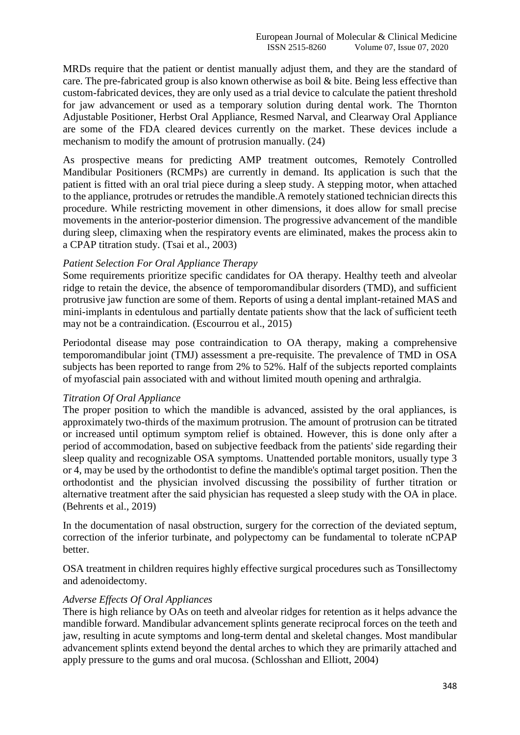MRDs require that the patient or dentist manually adjust them, and they are the standard of care. The pre-fabricated group is also known otherwise as boil & bite. Being less effective than custom-fabricated devices, they are only used as a trial device to calculate the patient threshold for jaw advancement or used as a temporary solution during dental work. The Thornton Adjustable Positioner, Herbst Oral Appliance, Resmed Narval, and Clearway Oral Appliance are some of the FDA cleared devices currently on the market. These devices include a mechanism to modify the amount of protrusion manually. (24)

As prospective means for predicting AMP treatment outcomes, Remotely Controlled Mandibular Positioners (RCMPs) are currently in demand. Its application is such that the patient is fitted with an oral trial piece during a sleep study. A stepping motor, when attached to the appliance, protrudes or retrudes the mandible.A remotely stationed technician directs this procedure. While restricting movement in other dimensions, it does allow for small precise movements in the anterior-posterior dimension. The progressive advancement of the mandible during sleep, climaxing when the respiratory events are eliminated, makes the process akin to a CPAP titration study. (Tsai et al., 2003)

*Patient Selection For Oral Appliance Therapy*

Some requirements prioritize specific candidates for OA therapy. Healthy teeth and alveolar ridge to retain the device, the absence of temporomandibular disorders (TMD), and sufficient protrusive jaw function are some of them. Reports of using a dental implant-retained MAS and mini-implants in edentulous and partially dentate patients show that the lack of sufficient teeth may not be a contraindication. (Escourrou et al., 2015)

Periodontal disease may pose contraindication to OA therapy, making a comprehensive temporomandibular joint (TMJ) assessment a pre-requisite. The prevalence of TMD in OSA subjects has been reported to range from 2% to 52%. Half of the subjects reported complaints of myofascial pain associated with and without limited mouth opening and arthralgia.

*Titration Of Oral Appliance*

The proper position to which the mandible is advanced, assisted by the oral appliances, is approximately two-thirds of the maximum protrusion. The amount of protrusion can be titrated or increased until optimum symptom relief is obtained. However, this is done only after a period of accommodation, based on subjective feedback from the patients' side regarding their sleep quality and recognizable OSA symptoms. Unattended portable monitors, usually type 3 or 4, may be used by the orthodontist to define the mandible's optimal target position. Then the orthodontist and the physician involved discussing the possibility of further titration or alternative treatment after the said physician has requested a sleep study with the OA in place. (Behrents et al., 2019)

In the documentation of nasal obstruction, surgery for the correction of the deviated septum, correction of the inferior turbinate, and polypectomy can be fundamental to tolerate nCPAP better.

OSA treatment in children requires highly effective surgical procedures such as Tonsillectomy and adenoidectomy.

*Adverse Effects Of Oral Appliances*

There is high reliance by OAs on teeth and alveolar ridges for retention as it helps advance the mandible forward. Mandibular advancement splints generate reciprocal forces on the teeth and jaw, resulting in acute symptoms and long-term dental and skeletal changes. Most mandibular advancement splints extend beyond the dental arches to which they are primarily attached and apply pressure to the gums and oral mucosa. (Schlosshan and Elliott, 2004)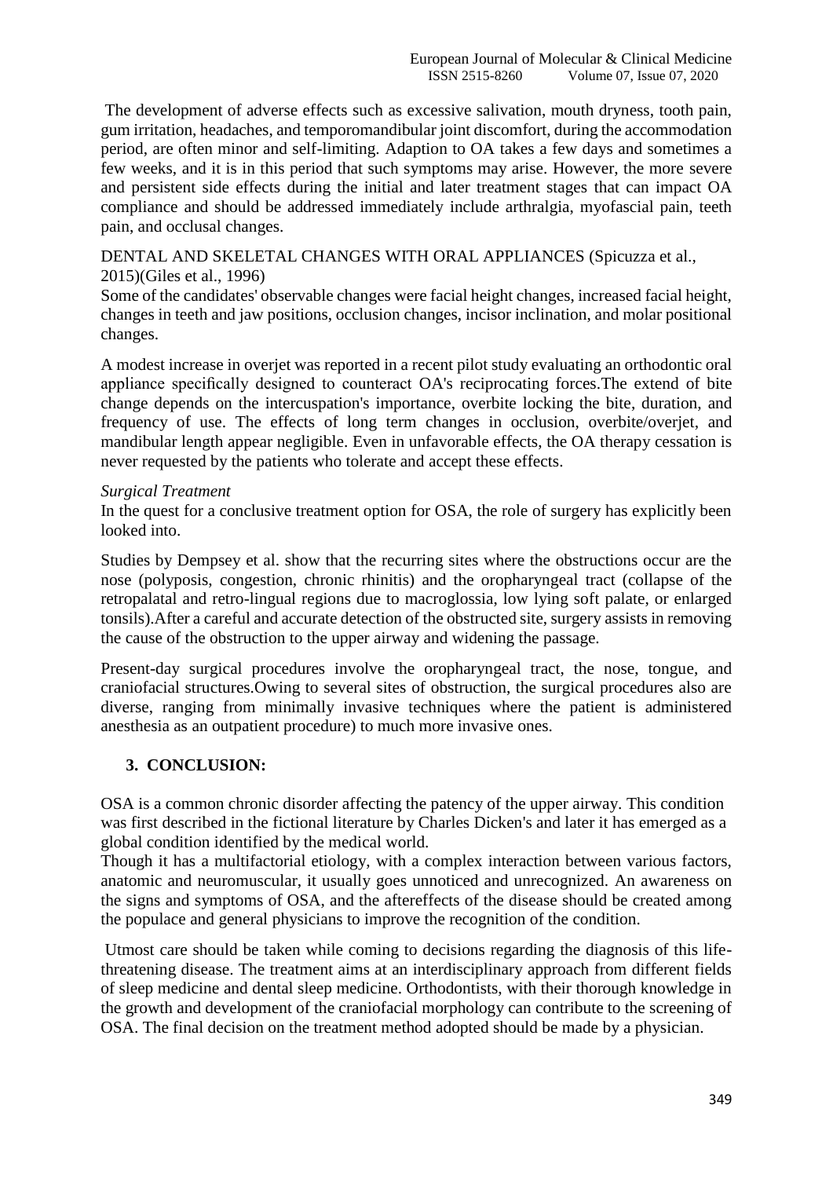The development of adverse effects such as excessive salivation, mouth dryness, tooth pain, gum irritation, headaches, and temporomandibular joint discomfort, during the accommodation period, are often minor and self-limiting. Adaption to OA takes a few days and sometimes a few weeks, and it is in this period that such symptoms may arise. However, the more severe and persistent side effects during the initial and later treatment stages that can impact OA compliance and should be addressed immediately include arthralgia, myofascial pain, teeth pain, and occlusal changes.

DENTAL AND SKELETAL CHANGES WITH ORAL APPLIANCES (Spicuzza et al., 2015)(Giles et al., 1996)

Some of the candidates' observable changes were facial height changes, increased facial height, changes in teeth and jaw positions, occlusion changes, incisor inclination, and molar positional changes.

A modest increase in overjet was reported in a recent pilot study evaluating an orthodontic oral appliance specifically designed to counteract OA's reciprocating forces.The extend of bite change depends on the intercuspation's importance, overbite locking the bite, duration, and frequency of use. The effects of long term changes in occlusion, overbite/overjet, and mandibular length appear negligible. Even in unfavorable effects, the OA therapy cessation is never requested by the patients who tolerate and accept these effects.

*Surgical Treatment*

In the quest for a conclusive treatment option for OSA, the role of surgery has explicitly been looked into.

Studies by Dempsey et al. show that the recurring sites where the obstructions occur are the nose (polyposis, congestion, chronic rhinitis) and the oropharyngeal tract (collapse of the retropalatal and retro-lingual regions due to macroglossia, low lying soft palate, or enlarged tonsils).After a careful and accurate detection of the obstructed site, surgery assists in removing the cause of the obstruction to the upper airway and widening the passage.

Present-day surgical procedures involve the oropharyngeal tract, the nose, tongue, and craniofacial structures.Owing to several sites of obstruction, the surgical procedures also are diverse, ranging from minimally invasive techniques where the patient is administered anesthesia as an outpatient procedure) to much more invasive ones.

## 3. CONCLUSION:

OSA is a common chronic disorder affecting the patency of the upper airway. This condition was first described in the fictional literature by Charles Dicken's and later it has emerged as a global condition identified by the medical world.

Though it has a multifactorial etiology, with a complex interaction between various factors, anatomic and neuromuscular, it usually goes unnoticed and unrecognized. An awareness on the signs and symptoms of OSA, and the aftereffects of the disease should be created among the populace and general physicians to improve the recognition of the condition.

Utmost care should be taken while coming to decisions regarding the diagnosis of this life-threatening disease. The treatment aims at an interdisciplinary approach from different fields of sleep medicine and dental sleep medicine. Orthodontists, with their thorough knowledge in the growth and development of the craniofacial morphology can contribute to the screening of OSA. The final decision on the treatment method adopted should be made by a physician.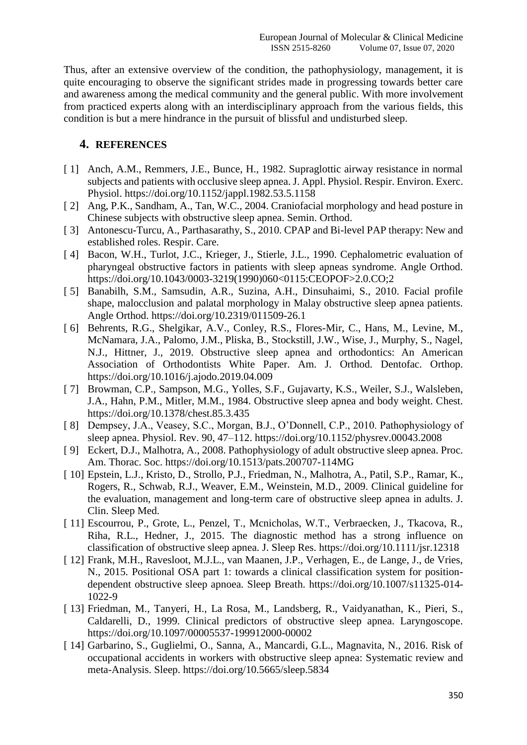Thus, after an extensive overview of the condition, the pathophysiology, management, it is quite encouraging to observe the significant strides made in progressing towards better care and awareness among the medical community and the general public. With more involvement from practiced experts along with an interdisciplinary approach from the various fields, this condition is but a mere hindrance in the pursuit of blissful and undisturbed sleep.

## 4. REFERENCES

[ 1] Anch, A.M., Remmers, J.E., Bunce, H., 1982. Supraglottic airway resistance in normal subjects and patients with occlusive sleep apnea. J. Appl. Physiol. Respir. Environ. Exerc. Physiol. https://doi.org/10.1152/jappl.1982.53.5.1158

[ 2] Ang, P.K., Sandham, A., Tan, W.C., 2004. Craniofacial morphology and head posture in Chinese subjects with obstructive sleep apnea. Semin. Orthod.

[ 3] Antonescu-Turcu, A., Parthasarathy, S., 2010. CPAP and Bi-level PAP therapy: New and established roles. Respir. Care.

[ 4] Bacon, W.H., Turlot, J.C., Krieger, J., Stierle, J.L., 1990. Cephalometric evaluation of pharyngeal obstructive factors in patients with sleep apneas syndrome. Angle Orthod. https://doi.org/10.1043/0003-3219(1990)060<0115:CEOPOF>2.0.CO;2

[ 5] Banabilh, S.M., Samsudin, A.R., Suzina, A.H., Dinsuhaimi, S., 2010. Facial profile shape, malocclusion and palatal morphology in Malay obstructive sleep apnea patients. Angle Orthod. https://doi.org/10.2319/011509-26.1

[ 6] Behrents, R.G., Shelgikar, A.V., Conley, R.S., Flores-Mir, C., Hans, M., Levine, M., McNamara, J.A., Palomo, J.M., Pliska, B., Stockstill, J.W., Wise, J., Murphy, S., Nagel, N.J., Hittner, J., 2019. Obstructive sleep apnea and orthodontics: An American Association of Orthodontists White Paper. Am. J. Orthod. Dentofac. Orthop. https://doi.org/10.1016/j.ajodo.2019.04.009

[ 7] Browman, C.P., Sampson, M.G., Yolles, S.F., Gujavarty, K.S., Weiler, S.J., Walsleben, J.A., Hahn, P.M., Mitler, M.M., 1984. Obstructive sleep apnea and body weight. Chest. https://doi.org/10.1378/chest.85.3.435

[ 8] Dempsey, J.A., Veasey, S.C., Morgan, B.J., O'Donnell, C.P., 2010. Pathophysiology of sleep apnea. Physiol. Rev. 90, 47–112. https://doi.org/10.1152/physrev.00043.2008

[ 9] Eckert, D.J., Malhotra, A., 2008. Pathophysiology of adult obstructive sleep apnea. Proc. Am. Thorac. Soc. https://doi.org/10.1513/pats.200707-114MG

[ 10] Epstein, L.J., Kristo, D., Strollo, P.J., Friedman, N., Malhotra, A., Patil, S.P., Ramar, K., Rogers, R., Schwab, R.J., Weaver, E.M., Weinstein, M.D., 2009. Clinical guideline for the evaluation, management and long-term care of obstructive sleep apnea in adults. J. Clin. Sleep Med.

[ 11] Escourrou, P., Grote, L., Penzel, T., Mcnicholas, W.T., Verbraecken, J., Tkacova, R., Riha, R.L., Hedner, J., 2015. The diagnostic method has a strong influence on classification of obstructive sleep apnea. J. Sleep Res. https://doi.org/10.1111/jsr.12318

[ 12] Frank, M.H., Ravesloot, M.J.L., van Maanen, J.P., Verhagen, E., de Lange, J., de Vries, N., 2015. Positional OSA part 1: towards a clinical classification system for position-dependent obstructive sleep apnoea. Sleep Breath. https://doi.org/10.1007/s11325-014-1022-9

[ 13] Friedman, M., Tanyeri, H., La Rosa, M., Landsberg, R., Vaidyanathan, K., Pieri, S., Caldarelli, D., 1999. Clinical predictors of obstructive sleep apnea. Laryngoscope. https://doi.org/10.1097/00005537-199912000-00002

[ 14] Garbarino, S., Guglielmi, O., Sanna, A., Mancardi, G.L., Magnavita, N., 2016. Risk of occupational accidents in workers with obstructive sleep apnea: Systematic review and meta-Analysis. Sleep. https://doi.org/10.5665/sleep.5834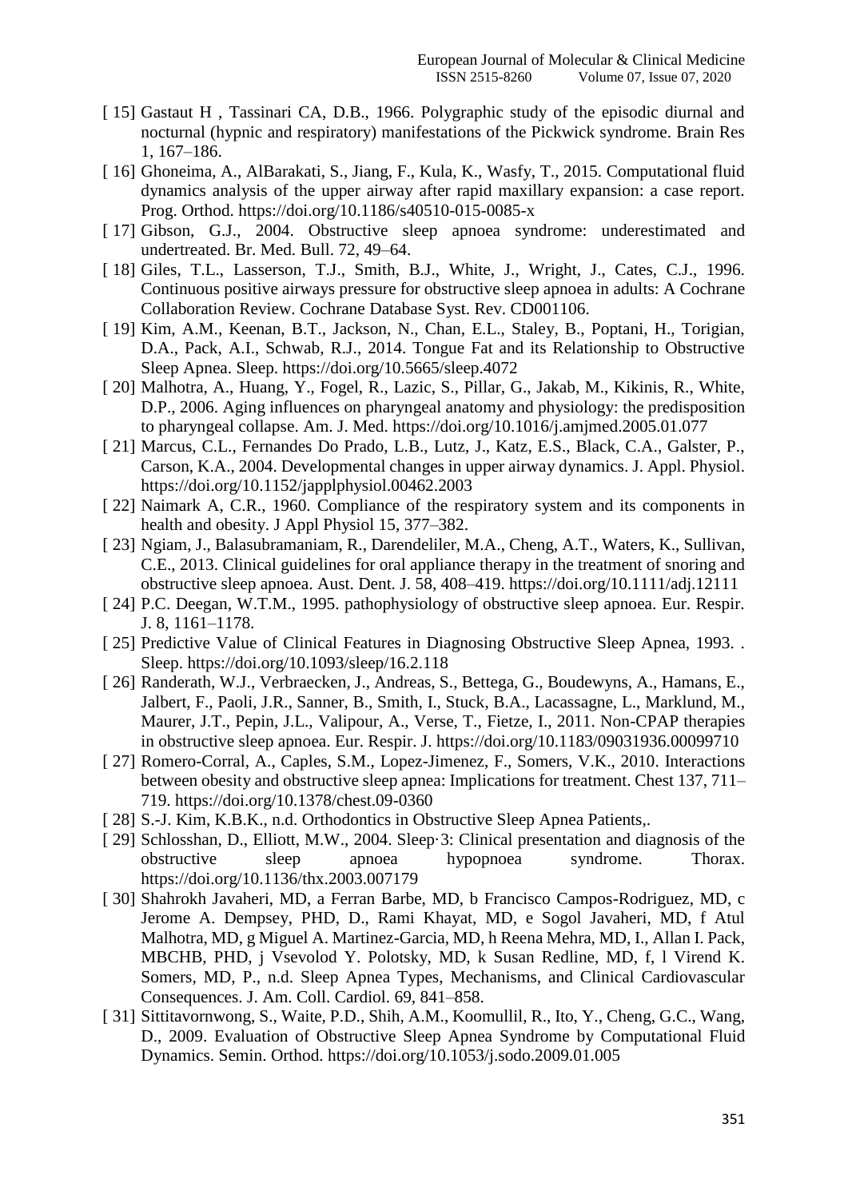[ 15] Gastaut H , Tassinari CA, D.B., 1966. Polygraphic study of the episodic diurnal and nocturnal (hypnic and respiratory) manifestations of the Pickwick syndrome. Brain Res 1, 167–186.

[ 16] Ghoneima, A., AlBarakati, S., Jiang, F., Kula, K., Wasfy, T., 2015. Computational fluid dynamics analysis of the upper airway after rapid maxillary expansion: a case report. Prog. Orthod. https://doi.org/10.1186/s40510-015-0085-x

[ 17] Gibson, G.J., 2004. Obstructive sleep apnoea syndrome: underestimated and undertreated. Br. Med. Bull. 72, 49–64.

[ 18] Giles, T.L., Lasserson, T.J., Smith, B.J., White, J., Wright, J., Cates, C.J., 1996. Continuous positive airways pressure for obstructive sleep apnoea in adults: A Cochrane Collaboration Review. Cochrane Database Syst. Rev. CD001106.

[ 19] Kim, A.M., Keenan, B.T., Jackson, N., Chan, E.L., Staley, B., Poptani, H., Torigian, D.A., Pack, A.I., Schwab, R.J., 2014. Tongue Fat and its Relationship to Obstructive Sleep Apnea. Sleep. https://doi.org/10.5665/sleep.4072

[ 20] Malhotra, A., Huang, Y., Fogel, R., Lazic, S., Pillar, G., Jakab, M., Kikinis, R., White, D.P., 2006. Aging influences on pharyngeal anatomy and physiology: the predisposition to pharyngeal collapse. Am. J. Med. https://doi.org/10.1016/j.amjmed.2005.01.077

[ 21] Marcus, C.L., Fernandes Do Prado, L.B., Lutz, J., Katz, E.S., Black, C.A., Galster, P., Carson, K.A., 2004. Developmental changes in upper airway dynamics. J. Appl. Physiol. https://doi.org/10.1152/japplphysiol.00462.2003

[ 22] Naimark A, C.R., 1960. Compliance of the respiratory system and its components in health and obesity. J Appl Physiol 15, 377–382.

[ 23] Ngiam, J., Balasubramaniam, R., Darendeliler, M.A., Cheng, A.T., Waters, K., Sullivan, C.E., 2013. Clinical guidelines for oral appliance therapy in the treatment of snoring and obstructive sleep apnoea. Aust. Dent. J. 58, 408–419. https://doi.org/10.1111/adj.12111

[ 24] P.C. Deegan, W.T.M., 1995. pathophysiology of obstructive sleep apnoea. Eur. Respir. J. 8, 1161–1178.

[ 25] Predictive Value of Clinical Features in Diagnosing Obstructive Sleep Apnea, 1993. . Sleep. https://doi.org/10.1093/sleep/16.2.118

[ 26] Randerath, W.J., Verbraecken, J., Andreas, S., Bettega, G., Boudewyns, A., Hamans, E., Jalbert, F., Paoli, J.R., Sanner, B., Smith, I., Stuck, B.A., Lacassagne, L., Marklund, M., Maurer, J.T., Pepin, J.L., Valipour, A., Verse, T., Fietze, I., 2011. Non-CPAP therapies in obstructive sleep apnoea. Eur. Respir. J. https://doi.org/10.1183/09031936.00099710

[ 27] Romero-Corral, A., Caples, S.M., Lopez-Jimenez, F., Somers, V.K., 2010. Interactions between obesity and obstructive sleep apnea: Implications for treatment. Chest 137, 711–719. https://doi.org/10.1378/chest.09-0360

[ 28] S.-J. Kim, K.B.K., n.d. Orthodontics in Obstructive Sleep Apnea Patients,.

[ 29] Schlosshan, D., Elliott, M.W., 2004. Sleep·3: Clinical presentation and diagnosis of the obstructive sleep apnoea hypopnoea syndrome. Thorax. https://doi.org/10.1136/thx.2003.007179

[ 30] Shahrokh Javaheri, MD, a Ferran Barbe, MD, b Francisco Campos-Rodriguez, MD, c Jerome A. Dempsey, PHD, D., Rami Khayat, MD, e Sogol Javaheri, MD, f Atul Malhotra, MD, g Miguel A. Martinez-Garcia, MD, h Reena Mehra, MD, I., Allan I. Pack, MBCHB, PHD, j Vsevolod Y. Polotsky, MD, k Susan Redline, MD, f, l Virend K. Somers, MD, P., n.d. Sleep Apnea Types, Mechanisms, and Clinical Cardiovascular Consequences. J. Am. Coll. Cardiol. 69, 841–858.

[ 31] Sittitavornwong, S., Waite, P.D., Shih, A.M., Koomullil, R., Ito, Y., Cheng, G.C., Wang, D., 2009. Evaluation of Obstructive Sleep Apnea Syndrome by Computational Fluid Dynamics. Semin. Orthod. https://doi.org/10.1053/j.sodo.2009.01.005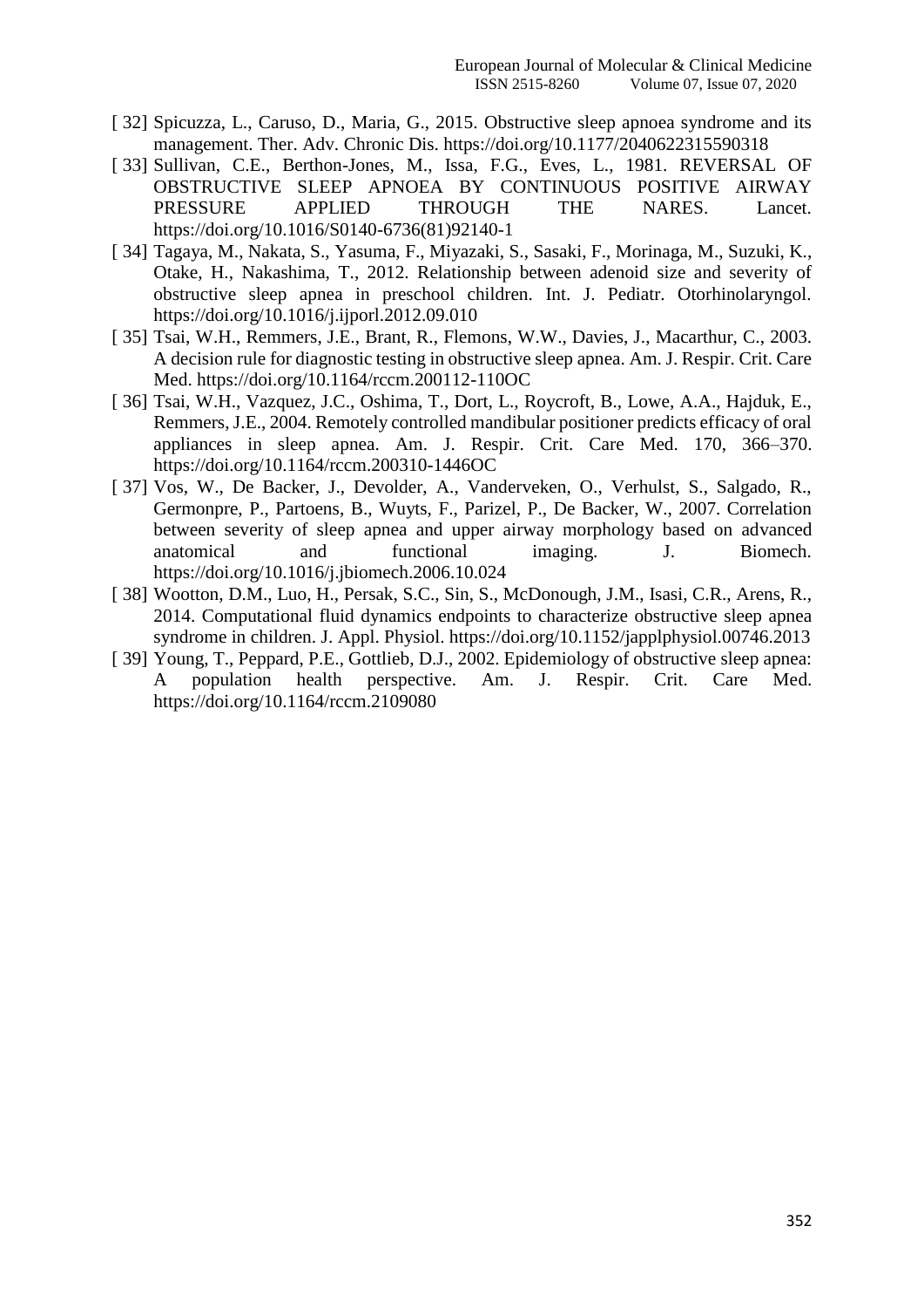[ 32] Spicuzza, L., Caruso, D., Maria, G., 2015. Obstructive sleep apnoea syndrome and its management. Ther. Adv. Chronic Dis. https://doi.org/10.1177/2040622315590318

[ 33] Sullivan, C.E., Berthon-Jones, M., Issa, F.G., Eves, L., 1981. REVERSAL OF OBSTRUCTIVE SLEEP APNOEA BY CONTINUOUS POSITIVE AIRWAY PRESSURE APPLIED THROUGH THE NARES. Lancet. https://doi.org/10.1016/S0140-6736(81)92140-1

[ 34] Tagaya, M., Nakata, S., Yasuma, F., Miyazaki, S., Sasaki, F., Morinaga, M., Suzuki, K., Otake, H., Nakashima, T., 2012. Relationship between adenoid size and severity of obstructive sleep apnea in preschool children. Int. J. Pediatr. Otorhinolaryngol. https://doi.org/10.1016/j.ijporl.2012.09.010

[ 35] Tsai, W.H., Remmers, J.E., Brant, R., Flemons, W.W., Davies, J., Macarthur, C., 2003. A decision rule for diagnostic testing in obstructive sleep apnea. Am. J. Respir. Crit. Care Med. https://doi.org/10.1164/rccm.200112-110OC

[ 36] Tsai, W.H., Vazquez, J.C., Oshima, T., Dort, L., Roycroft, B., Lowe, A.A., Hajduk, E., Remmers, J.E., 2004. Remotely controlled mandibular positioner predicts efficacy of oral appliances in sleep apnea. Am. J. Respir. Crit. Care Med. 170, 366–370. https://doi.org/10.1164/rccm.200310-1446OC

[ 37] Vos, W., De Backer, J., Devolder, A., Vanderveken, O., Verhulst, S., Salgado, R., Germonpre, P., Partoens, B., Wuyts, F., Parizel, P., De Backer, W., 2007. Correlation between severity of sleep apnea and upper airway morphology based on advanced anatomical and functional imaging. J. Biomech. https://doi.org/10.1016/j.jbiomech.2006.10.024

[ 38] Wootton, D.M., Luo, H., Persak, S.C., Sin, S., McDonough, J.M., Isasi, C.R., Arens, R., 2014. Computational fluid dynamics endpoints to characterize obstructive sleep apnea syndrome in children. J. Appl. Physiol. https://doi.org/10.1152/japplphysiol.00746.2013

[ 39] Young, T., Peppard, P.E., Gottlieb, D.J., 2002. Epidemiology of obstructive sleep apnea: A population health perspective. Am. J. Respir. Crit. Care Med. https://doi.org/10.1164/rccm.2109080